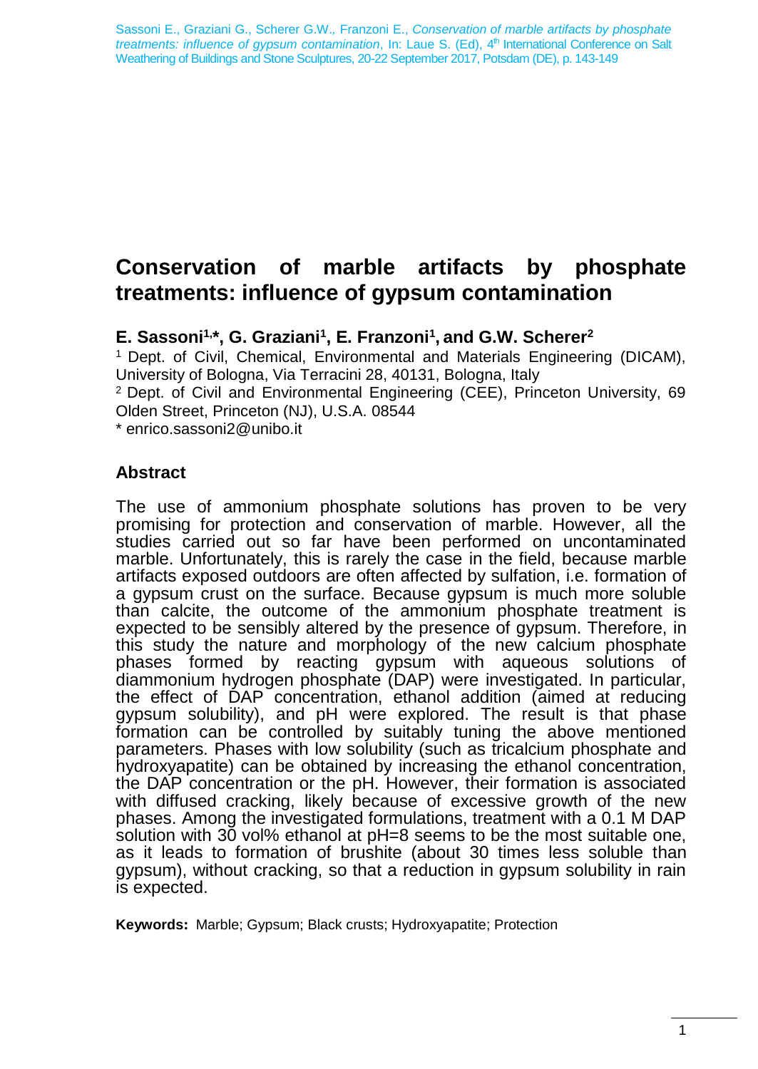Sassoni E., Graziani G., Scherer G.W., Franzoni E., *Conservation of marble artifacts by phosphate treatments: influence of gypsum contamination*, In: Laue S. (Ed), 4th International Conference on Salt Weathering of Buildings and Stone Sculptures, 20-22 September 2017, Potsdam (DE), p. 143-149

# Conservation of marble artifacts by phosphate treatments: influence of gypsum contamination

**E. Sassoni[1,*], G. Graziani[1], E. Franzoni[1], and G.W. Scherer[2]**

[1] Dept. of Civil, Chemical, Environmental and Materials Engineering (DICAM), University of Bologna, Via Terracini 28, 40131, Bologna, Italy

[2] Dept. of Civil and Environmental Engineering (CEE), Princeton University, 69 Olden Street, Princeton (NJ), U.S.A. 08544

* enrico.sassoni2@unibo.it

## Abstract

The use of ammonium phosphate solutions has proven to be very promising for protection and conservation of marble. However, all the studies carried out so far have been performed on uncontaminated marble. Unfortunately, this is rarely the case in the field, because marble artifacts exposed outdoors are often affected by sulfation, i.e. formation of a gypsum crust on the surface. Because gypsum is much more soluble than calcite, the outcome of the ammonium phosphate treatment is expected to be sensibly altered by the presence of gypsum. Therefore, in this study the nature and morphology of the new calcium phosphate phases formed by reacting gypsum with aqueous solutions of diammonium hydrogen phosphate (DAP) were investigated. In particular, the effect of DAP concentration, ethanol addition (aimed at reducing gypsum solubility), and pH were explored. The result is that phase formation can be controlled by suitably tuning the above mentioned parameters. Phases with low solubility (such as tricalcium phosphate and hydroxyapatite) can be obtained by increasing the ethanol concentration, the DAP concentration or the pH. However, their formation is associated with diffused cracking, likely because of excessive growth of the new phases. Among the investigated formulations, treatment with a 0.1 M DAP solution with 30 vol% ethanol at pH=8 seems to be the most suitable one, as it leads to formation of brushite (about 30 times less soluble than gypsum), without cracking, so that a reduction in gypsum solubility in rain is expected.

**Keywords:** Marble; Gypsum; Black crusts; Hydroxyapatite; Protection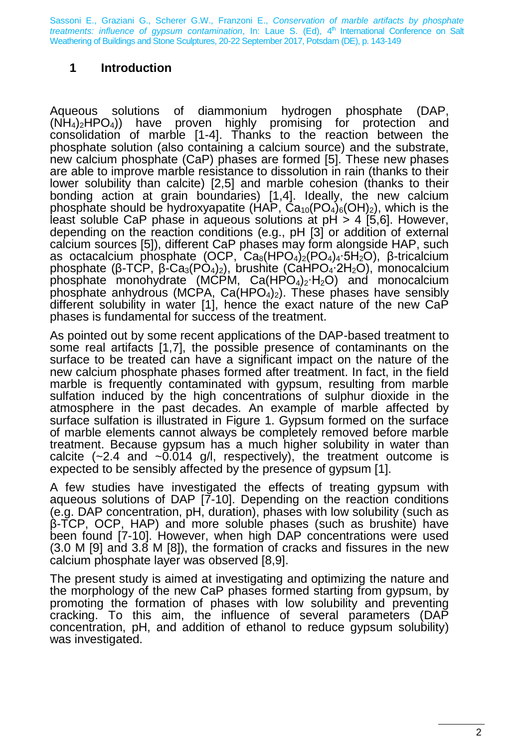## 1 Introduction

Aqueous solutions of diammonium hydrogen phosphate (DAP, $(NH_4)_2HPO_4$)) have proven highly promising for protection and consolidation of marble [1-4]. Thanks to the reaction between the phosphate solution (also containing a calcium source) and the substrate, new calcium phosphate (CaP) phases are formed [5]. These new phases are able to improve marble resistance to dissolution in rain (thanks to their lower solubility than calcite) [2,5] and marble cohesion (thanks to their bonding action at grain boundaries) [1,4]. Ideally, the new calcium phosphate should be hydroxyapatite (HAP, $Ca_{10}(PO_4)_6(OH)_2$), which is the least soluble CaP phase in aqueous solutions at pH > 4 [5,6]. However, depending on the reaction conditions (e.g., pH [3] or addition of external calcium sources [5]), different CaP phases may form alongside HAP, such as octacalcium phosphate (OCP, $Ca_8(HPO_4)_2(PO_4)_4 \cdot 5H_2O$), β-tricalcium phosphate (β-TCP, β-$Ca_3(PO_4)_2$), brushite ($CaHPO_4 \cdot 2H_2O$), monocalcium phosphate monohydrate (MCPM, $Ca(HPO_4)_2 \cdot H_2O$) and monocalcium phosphate anhydrous (MCPA, $Ca(HPO_4)_2$). These phases have sensibly different solubility in water [1], hence the exact nature of the new CaP phases is fundamental for success of the treatment.

As pointed out by some recent applications of the DAP-based treatment to some real artifacts [1,7], the possible presence of contaminants on the surface to be treated can have a significant impact on the nature of the new calcium phosphate phases formed after treatment. In fact, in the field marble is frequently contaminated with gypsum, resulting from marble sulfation induced by the high concentrations of sulphur dioxide in the atmosphere in the past decades. An example of marble affected by surface sulfation is illustrated in Figure 1. Gypsum formed on the surface of marble elements cannot always be completely removed before marble treatment. Because gypsum has a much higher solubility in water than calcite (~2.4 and ~0.014 g/l, respectively), the treatment outcome is expected to be sensibly affected by the presence of gypsum [1].

A few studies have investigated the effects of treating gypsum with aqueous solutions of DAP [7-10]. Depending on the reaction conditions (e.g. DAP concentration, pH, duration), phases with low solubility (such as β-TCP, OCP, HAP) and more soluble phases (such as brushite) have been found [7-10]. However, when high DAP concentrations were used (3.0 M [9] and 3.8 M [8]), the formation of cracks and fissures in the new calcium phosphate layer was observed [8,9].

The present study is aimed at investigating and optimizing the nature and the morphology of the new CaP phases formed starting from gypsum, by promoting the formation of phases with low solubility and preventing cracking. To this aim, the influence of several parameters (DAP concentration, pH, and addition of ethanol to reduce gypsum solubility) was investigated.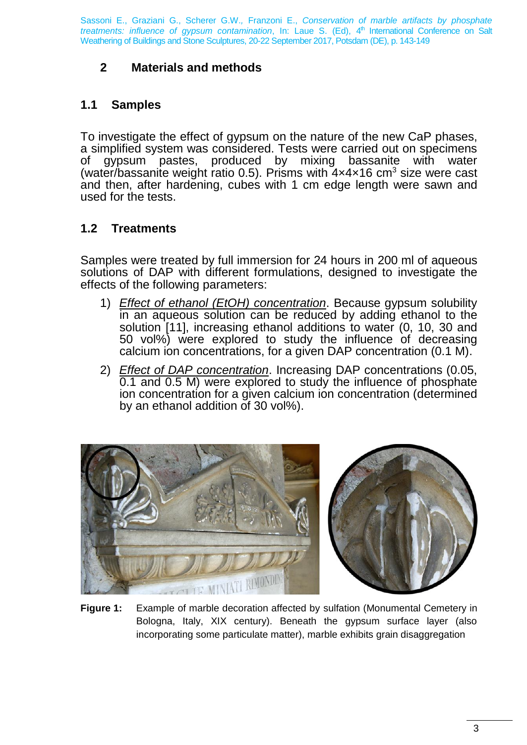## 2 Materials and methods

### 1.1 Samples

To investigate the effect of gypsum on the nature of the new CaP phases, a simplified system was considered. Tests were carried out on specimens of gypsum pastes, produced by mixing bassanite with water (water/bassanite weight ratio 0.5). Prisms with 4×4×16 $cm^3$ size were cast and then, after hardening, cubes with 1 cm edge length were sawn and used for the tests.

### 1.2 Treatments

Samples were treated by full immersion for 24 hours in 200 ml of aqueous solutions of DAP with different formulations, designed to investigate the effects of the following parameters:

1) *Effect of ethanol (EtOH) concentration*. Because gypsum solubility in an aqueous solution can be reduced by adding ethanol to the solution [11], increasing ethanol additions to water (0, 10, 30 and 50 vol%) were explored to study the influence of decreasing calcium ion concentrations, for a given DAP concentration (0.1 M).

2) *Effect of DAP concentration*. Increasing DAP concentrations (0.05, 0.1 and 0.5 M) were explored to study the influence of phosphate ion concentration for a given calcium ion concentration (determined by an ethanol addition of 30 vol%).

**Figure 1:** Example of marble decoration affected by sulfation (Monumental Cemetery in Bologna, Italy, XIX century). Beneath the gypsum surface layer (also incorporating some particulate matter), marble exhibits grain disaggregation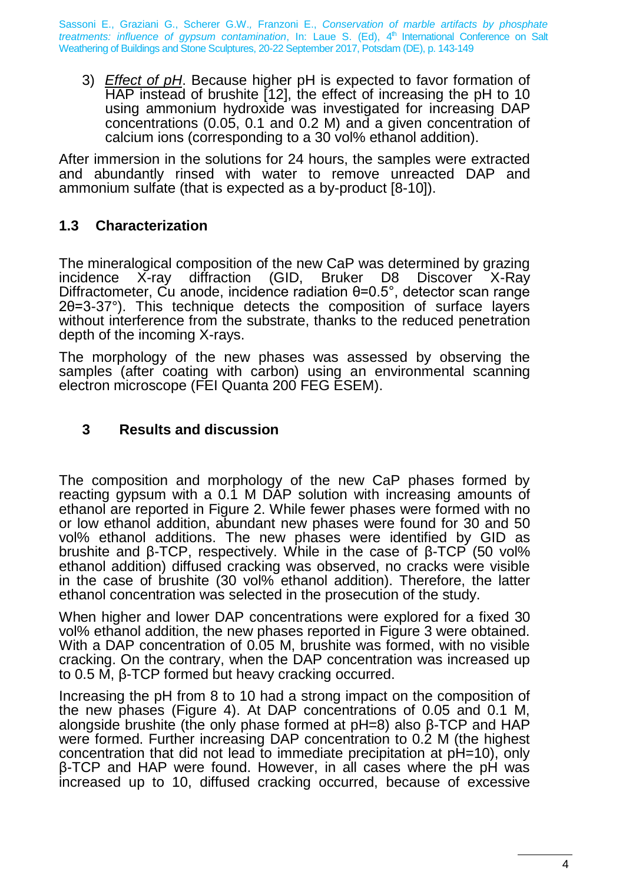3) *Effect of pH*. Because higher pH is expected to favor formation of HAP instead of brushite [12], the effect of increasing the pH to 10 using ammonium hydroxide was investigated for increasing DAP concentrations (0.05, 0.1 and 0.2 M) and a given concentration of calcium ions (corresponding to a 30 vol% ethanol addition).

After immersion in the solutions for 24 hours, the samples were extracted and abundantly rinsed with water to remove unreacted DAP and ammonium sulfate (that is expected as a by-product [8-10]).

## 1.3 Characterization

The mineralogical composition of the new CaP was determined by grazing incidence X-ray diffraction (GID, Bruker D8 Discover X-Ray Diffractometer, Cu anode, incidence radiation $\theta$=0.5°, detector scan range 2$\theta$=3-37°). This technique detects the composition of surface layers without interference from the substrate, thanks to the reduced penetration depth of the incoming X-rays.

The morphology of the new phases was assessed by observing the samples (after coating with carbon) using an environmental scanning electron microscope (FEI Quanta 200 FEG ESEM).

# 3 Results and discussion

The composition and morphology of the new CaP phases formed by reacting gypsum with a 0.1 M DAP solution with increasing amounts of ethanol are reported in Figure 2. While fewer phases were formed with no or low ethanol addition, abundant new phases were found for 30 and 50 vol% ethanol additions. The new phases were identified by GID as brushite and β-TCP, respectively. While in the case of β-TCP (50 vol% ethanol addition) diffused cracking was observed, no cracks were visible in the case of brushite (30 vol% ethanol addition). Therefore, the latter ethanol concentration was selected in the prosecution of the study.

When higher and lower DAP concentrations were explored for a fixed 30 vol% ethanol addition, the new phases reported in Figure 3 were obtained. With a DAP concentration of 0.05 M, brushite was formed, with no visible cracking. On the contrary, when the DAP concentration was increased up to 0.5 M, β-TCP formed but heavy cracking occurred.

Increasing the pH from 8 to 10 had a strong impact on the composition of the new phases (Figure 4). At DAP concentrations of 0.05 and 0.1 M, alongside brushite (the only phase formed at pH=8) also β-TCP and HAP were formed. Further increasing DAP concentration to 0.2 M (the highest concentration that did not lead to immediate precipitation at pH=10), only β-TCP and HAP were found. However, in all cases where the pH was increased up to 10, diffused cracking occurred, because of excessive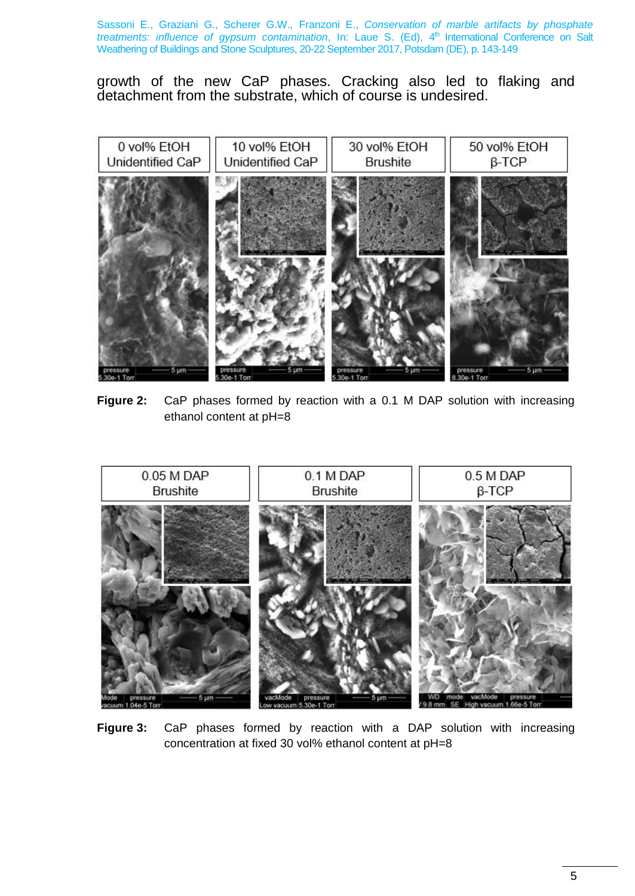growth of the new CaP phases. Cracking also led to flaking and detachment from the substrate, which of course is undesired.

0 vol% EtOH
Unidentified CaP

10 vol% EtOH
Unidentified CaP

30 vol% EtOH
Brushite

50 vol% EtOH
β-TCP

**Figure 2:** CaP phases formed by reaction with a 0.1 M DAP solution with increasing ethanol content at pH=8

0.05 M DAP
Brushite

0.1 M DAP
Brushite

0.5 M DAP
β-TCP

**Figure 3:** CaP phases formed by reaction with a DAP solution with increasing concentration at fixed 30 vol% ethanol content at pH=8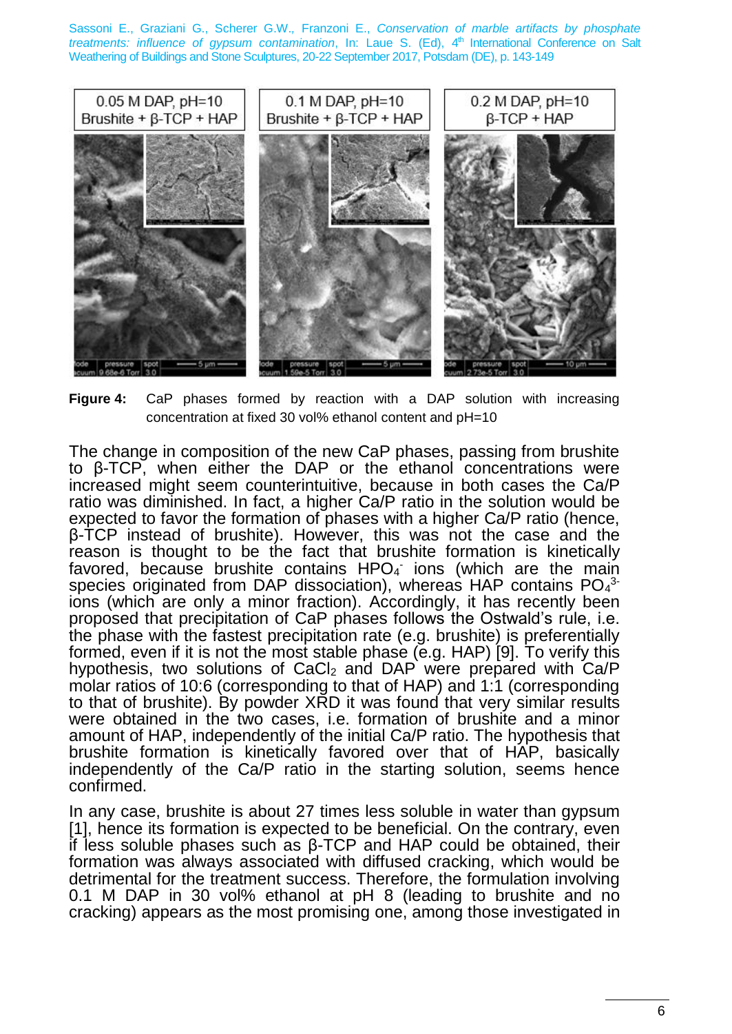0.05 M DAP, pH=10
Brushite + β-TCP + HAP

0.1 M DAP, pH=10
Brushite + β-TCP + HAP

0.2 M DAP, pH=10
β-TCP + HAP

**Figure 4:** CaP phases formed by reaction with a DAP solution with increasing concentration at fixed 30 vol% ethanol content and pH=10

The change in composition of the new CaP phases, passing from brushite to β-TCP, when either the DAP or the ethanol concentrations were increased might seem counterintuitive, because in both cases the Ca/P ratio was diminished. In fact, a higher Ca/P ratio in the solution would be expected to favor the formation of phases with a higher Ca/P ratio (hence, β-TCP instead of brushite). However, this was not the case and the reason is thought to be the fact that brushite formation is kinetically favored, because brushite contains $HPO_4^-$ ions (which are the main species originated from DAP dissociation), whereas HAP contains $PO_4^{3-}$ ions (which are only a minor fraction). Accordingly, it has recently been proposed that precipitation of CaP phases follows the Ostwald's rule, i.e. the phase with the fastest precipitation rate (e.g. brushite) is preferentially formed, even if it is not the most stable phase (e.g. HAP) [9]. To verify this hypothesis, two solutions of $CaCl_2$ and DAP were prepared with Ca/P molar ratios of 10:6 (corresponding to that of HAP) and 1:1 (corresponding to that of brushite). By powder XRD it was found that very similar results were obtained in the two cases, i.e. formation of brushite and a minor amount of HAP, independently of the initial Ca/P ratio. The hypothesis that brushite formation is kinetically favored over that of HAP, basically independently of the Ca/P ratio in the starting solution, seems hence confirmed.

In any case, brushite is about 27 times less soluble in water than gypsum [1], hence its formation is expected to be beneficial. On the contrary, even if less soluble phases such as β-TCP and HAP could be obtained, their formation was always associated with diffused cracking, which would be detrimental for the treatment success. Therefore, the formulation involving 0.1 M DAP in 30 vol% ethanol at pH 8 (leading to brushite and no cracking) appears as the most promising one, among those investigated in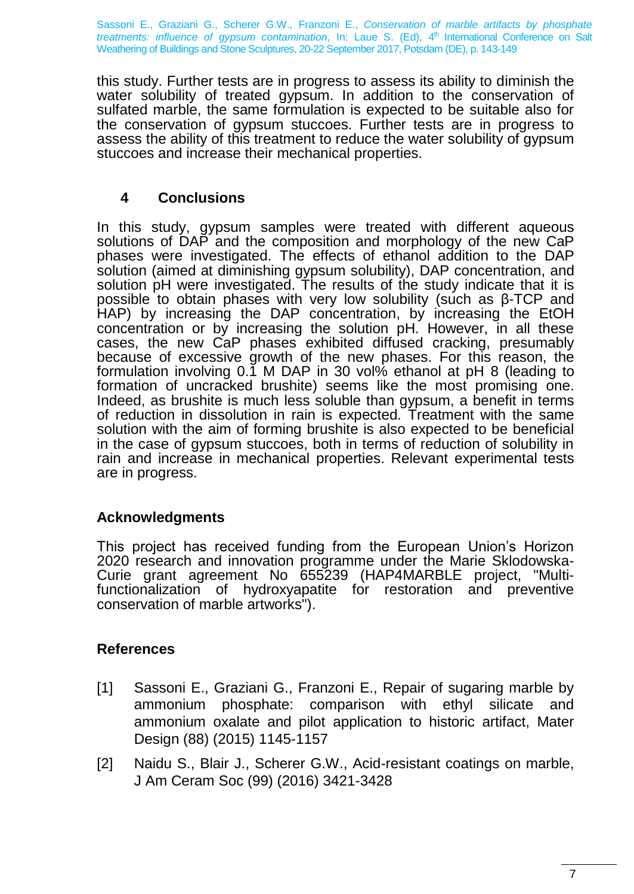this study. Further tests are in progress to assess its ability to diminish the water solubility of treated gypsum. In addition to the conservation of sulfated marble, the same formulation is expected to be suitable also for the conservation of gypsum stuccoes. Further tests are in progress to assess the ability of this treatment to reduce the water solubility of gypsum stuccoes and increase their mechanical properties.

## 4 Conclusions

In this study, gypsum samples were treated with different aqueous solutions of DAP and the composition and morphology of the new CaP phases were investigated. The effects of ethanol addition to the DAP solution (aimed at diminishing gypsum solubility), DAP concentration, and solution pH were investigated. The results of the study indicate that it is possible to obtain phases with very low solubility (such as β-TCP and HAP) by increasing the DAP concentration, by increasing the EtOH concentration or by increasing the solution pH. However, in all these cases, the new CaP phases exhibited diffused cracking, presumably because of excessive growth of the new phases. For this reason, the formulation involving 0.1 M DAP in 30 vol% ethanol at pH 8 (leading to formation of uncracked brushite) seems like the most promising one. Indeed, as brushite is much less soluble than gypsum, a benefit in terms of reduction in dissolution in rain is expected. Treatment with the same solution with the aim of forming brushite is also expected to be beneficial in the case of gypsum stuccoes, both in terms of reduction of solubility in rain and increase in mechanical properties. Relevant experimental tests are in progress.

## Acknowledgments

This project has received funding from the European Union's Horizon 2020 research and innovation programme under the Marie Sklodowska-Curie grant agreement No 655239 (HAP4MARBLE project, "Multi-functionalization of hydroxyapatite for restoration and preventive conservation of marble artworks").

## References

[1] Sassoni E., Graziani G., Franzoni E., Repair of sugaring marble by ammonium phosphate: comparison with ethyl silicate and ammonium oxalate and pilot application to historic artifact, Mater Design (88) (2015) 1145-1157

[2] Naidu S., Blair J., Scherer G.W., Acid-resistant coatings on marble, J Am Ceram Soc (99) (2016) 3421-3428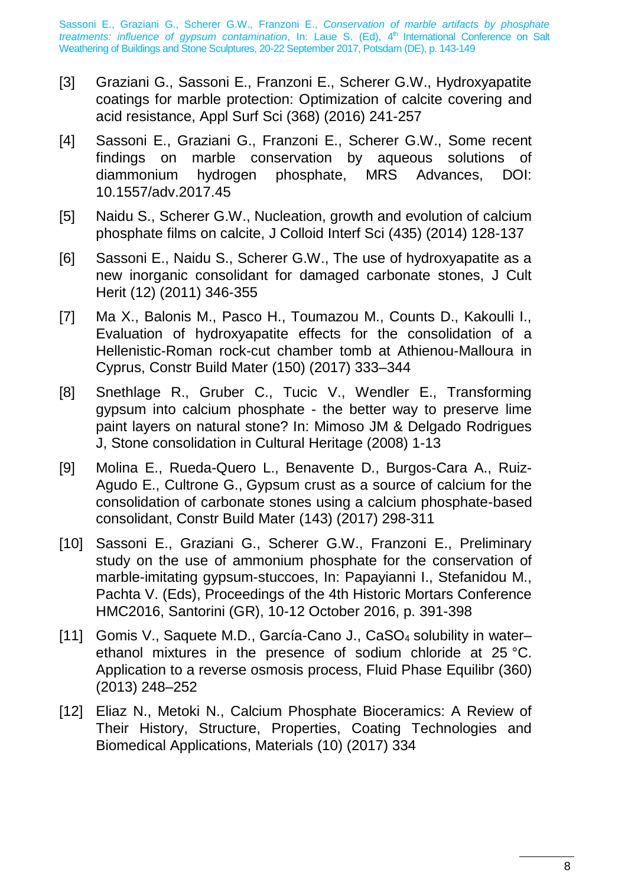[3] Graziani G., Sassoni E., Franzoni E., Scherer G.W., Hydroxyapatite coatings for marble protection: Optimization of calcite covering and acid resistance, Appl Surf Sci (368) (2016) 241-257

[4] Sassoni E., Graziani G., Franzoni E., Scherer G.W., Some recent findings on marble conservation by aqueous solutions of diammonium hydrogen phosphate, MRS Advances, DOI: 10.1557/adv.2017.45

[5] Naidu S., Scherer G.W., Nucleation, growth and evolution of calcium phosphate films on calcite, J Colloid Interf Sci (435) (2014) 128-137

[6] Sassoni E., Naidu S., Scherer G.W., The use of hydroxyapatite as a new inorganic consolidant for damaged carbonate stones, J Cult Herit (12) (2011) 346-355

[7] Ma X., Balonis M., Pasco H., Toumazou M., Counts D., Kakoulli I., Evaluation of hydroxyapatite effects for the consolidation of a Hellenistic-Roman rock-cut chamber tomb at Athienou-Malloura in Cyprus, Constr Build Mater (150) (2017) 333–344

[8] Snethlage R., Gruber C., Tucic V., Wendler E., Transforming gypsum into calcium phosphate - the better way to preserve lime paint layers on natural stone? In: Mimoso JM & Delgado Rodrigues J, Stone consolidation in Cultural Heritage (2008) 1-13

[9] Molina E., Rueda-Quero L., Benavente D., Burgos-Cara A., Ruiz-Agudo E., Cultrone G., Gypsum crust as a source of calcium for the consolidation of carbonate stones using a calcium phosphate-based consolidant, Constr Build Mater (143) (2017) 298-311

[10] Sassoni E., Graziani G., Scherer G.W., Franzoni E., Preliminary study on the use of ammonium phosphate for the conservation of marble-imitating gypsum-stuccoes, In: Papayianni I., Stefanidou M., Pachta V. (Eds), Proceedings of the 4th Historic Mortars Conference HMC2016, Santorini (GR), 10-12 October 2016, p. 391-398

[11] Gomis V., Saquete M.D., García-Cano J., $CaSO_4$ solubility in water–ethanol mixtures in the presence of sodium chloride at 25 °C. Application to a reverse osmosis process, Fluid Phase Equilibr (360) (2013) 248–252

[12] Eliaz N., Metoki N., Calcium Phosphate Bioceramics: A Review of Their History, Structure, Properties, Coating Technologies and Biomedical Applications, Materials (10) (2017) 334